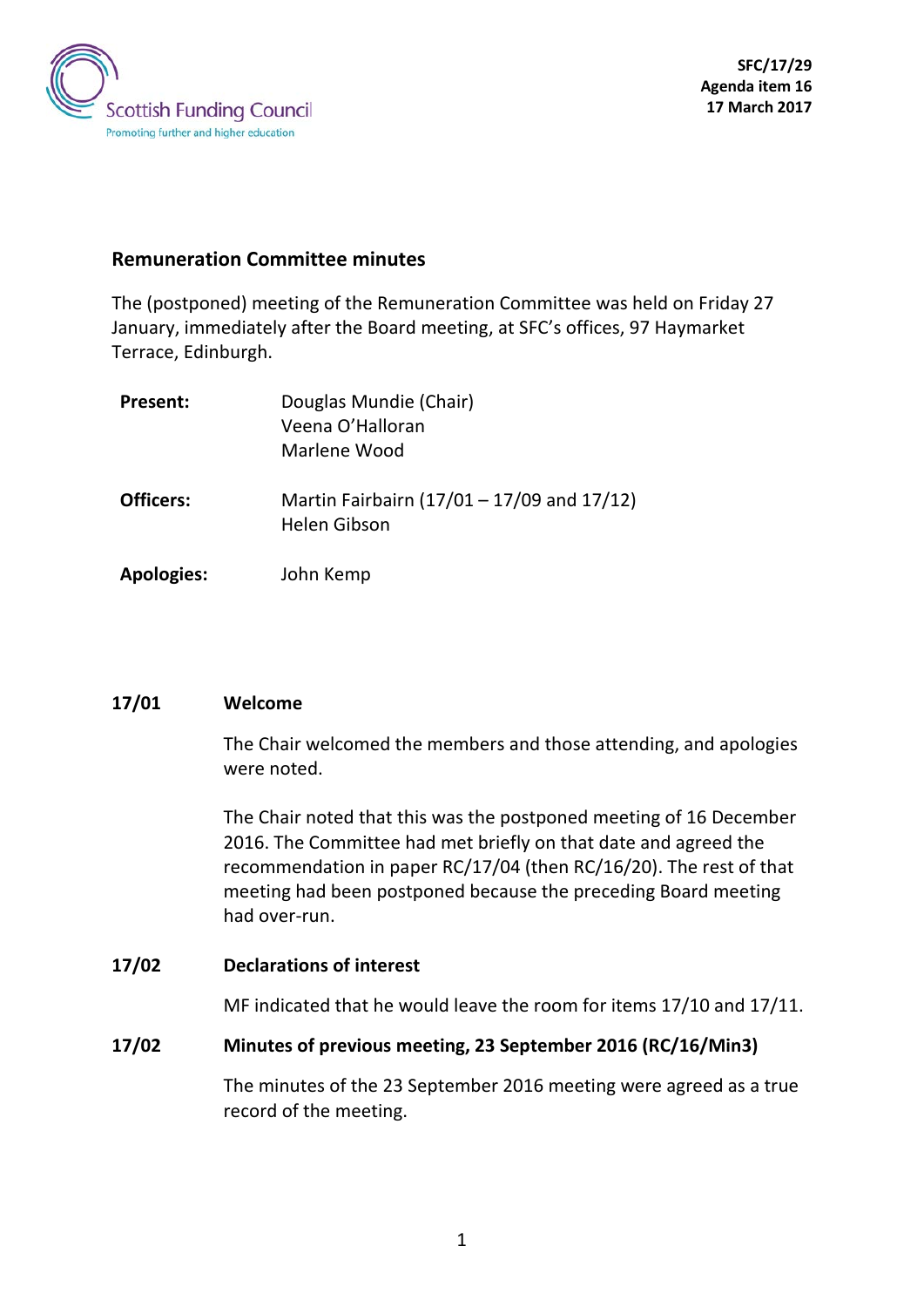SFC/17/29
Agenda item 16
17 March 2017

## Remuneration Committee minutes

The (postponed) meeting of the Remuneration Committee was held on Friday 27 January, immediately after the Board meeting, at SFC's offices, 97 Haymarket Terrace, Edinburgh.

| | |
|---|---|
| **Present:** | Douglas Mundie (Chair)<br>Veena O'Halloran<br>Marlene Wood |
| **Officers:** | Martin Fairbairn (17/01 – 17/09 and 17/12)<br>Helen Gibson |
| **Apologies:** | John Kemp |

**17/01 Welcome**

The Chair welcomed the members and those attending, and apologies were noted.

The Chair noted that this was the postponed meeting of 16 December 2016. The Committee had met briefly on that date and agreed the recommendation in paper RC/17/04 (then RC/16/20). The rest of that meeting had been postponed because the preceding Board meeting had over-run.

**17/02 Declarations of interest**

MF indicated that he would leave the room for items 17/10 and 17/11.

**17/02 Minutes of previous meeting, 23 September 2016 (RC/16/Min3)**

The minutes of the 23 September 2016 meeting were agreed as a true record of the meeting.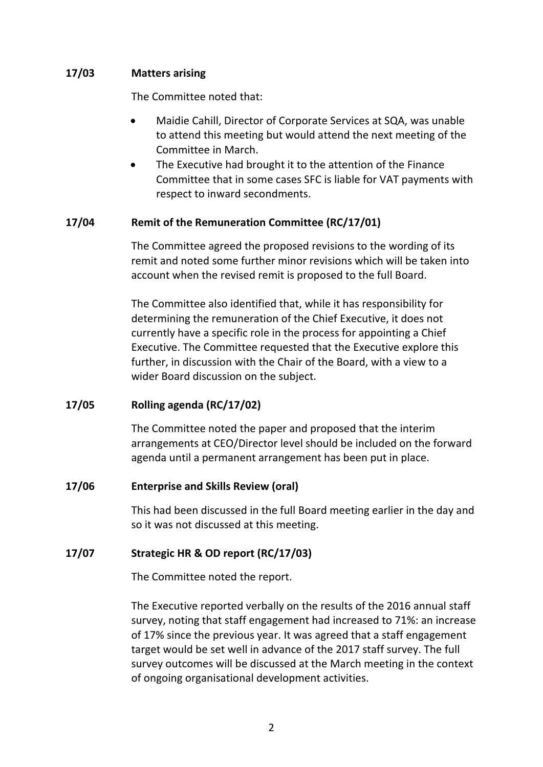## 17/03 Matters arising

The Committee noted that:

- Maidie Cahill, Director of Corporate Services at SQA, was unable to attend this meeting but would attend the next meeting of the Committee in March.
- The Executive had brought it to the attention of the Finance Committee that in some cases SFC is liable for VAT payments with respect to inward secondments.

## 17/04 Remit of the Remuneration Committee (RC/17/01)

The Committee agreed the proposed revisions to the wording of its remit and noted some further minor revisions which will be taken into account when the revised remit is proposed to the full Board.

The Committee also identified that, while it has responsibility for determining the remuneration of the Chief Executive, it does not currently have a specific role in the process for appointing a Chief Executive. The Committee requested that the Executive explore this further, in discussion with the Chair of the Board, with a view to a wider Board discussion on the subject.

## 17/05 Rolling agenda (RC/17/02)

The Committee noted the paper and proposed that the interim arrangements at CEO/Director level should be included on the forward agenda until a permanent arrangement has been put in place.

## 17/06 Enterprise and Skills Review (oral)

This had been discussed in the full Board meeting earlier in the day and so it was not discussed at this meeting.

## 17/07 Strategic HR & OD report (RC/17/03)

The Committee noted the report.

The Executive reported verbally on the results of the 2016 annual staff survey, noting that staff engagement had increased to 71%: an increase of 17% since the previous year. It was agreed that a staff engagement target would be set well in advance of the 2017 staff survey. The full survey outcomes will be discussed at the March meeting in the context of ongoing organisational development activities.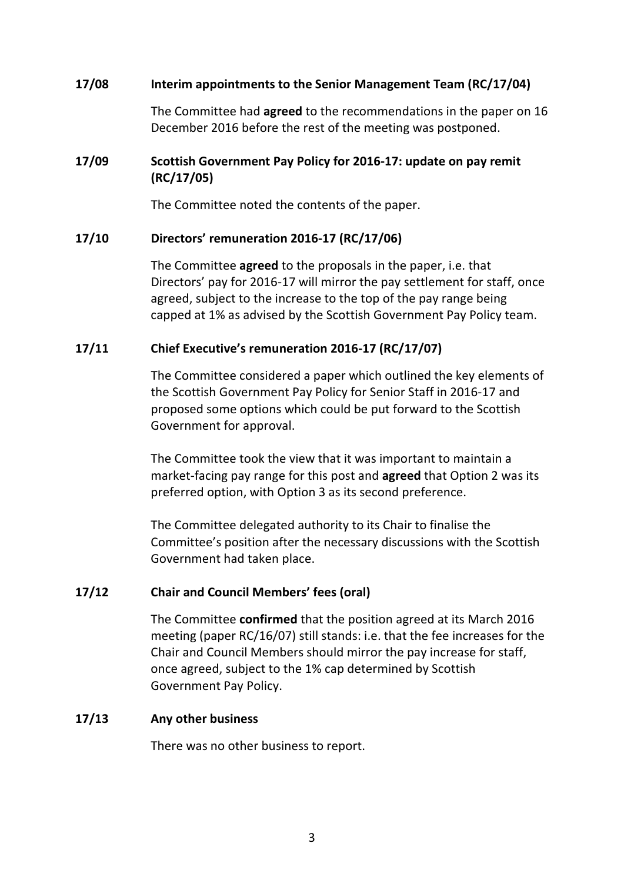**17/08 Interim appointments to the Senior Management Team (RC/17/04)**

The Committee had **agreed** to the recommendations in the paper on 16 December 2016 before the rest of the meeting was postponed.

**17/09 Scottish Government Pay Policy for 2016-17: update on pay remit (RC/17/05)**

The Committee noted the contents of the paper.

**17/10 Directors' remuneration 2016-17 (RC/17/06)**

The Committee **agreed** to the proposals in the paper, i.e. that Directors' pay for 2016-17 will mirror the pay settlement for staff, once agreed, subject to the increase to the top of the pay range being capped at 1% as advised by the Scottish Government Pay Policy team.

**17/11 Chief Executive's remuneration 2016-17 (RC/17/07)**

The Committee considered a paper which outlined the key elements of the Scottish Government Pay Policy for Senior Staff in 2016-17 and proposed some options which could be put forward to the Scottish Government for approval.

The Committee took the view that it was important to maintain a market-facing pay range for this post and **agreed** that Option 2 was its preferred option, with Option 3 as its second preference.

The Committee delegated authority to its Chair to finalise the Committee's position after the necessary discussions with the Scottish Government had taken place.

**17/12 Chair and Council Members' fees (oral)**

The Committee **confirmed** that the position agreed at its March 2016 meeting (paper RC/16/07) still stands: i.e. that the fee increases for the Chair and Council Members should mirror the pay increase for staff, once agreed, subject to the 1% cap determined by Scottish Government Pay Policy.

**17/13 Any other business**

There was no other business to report.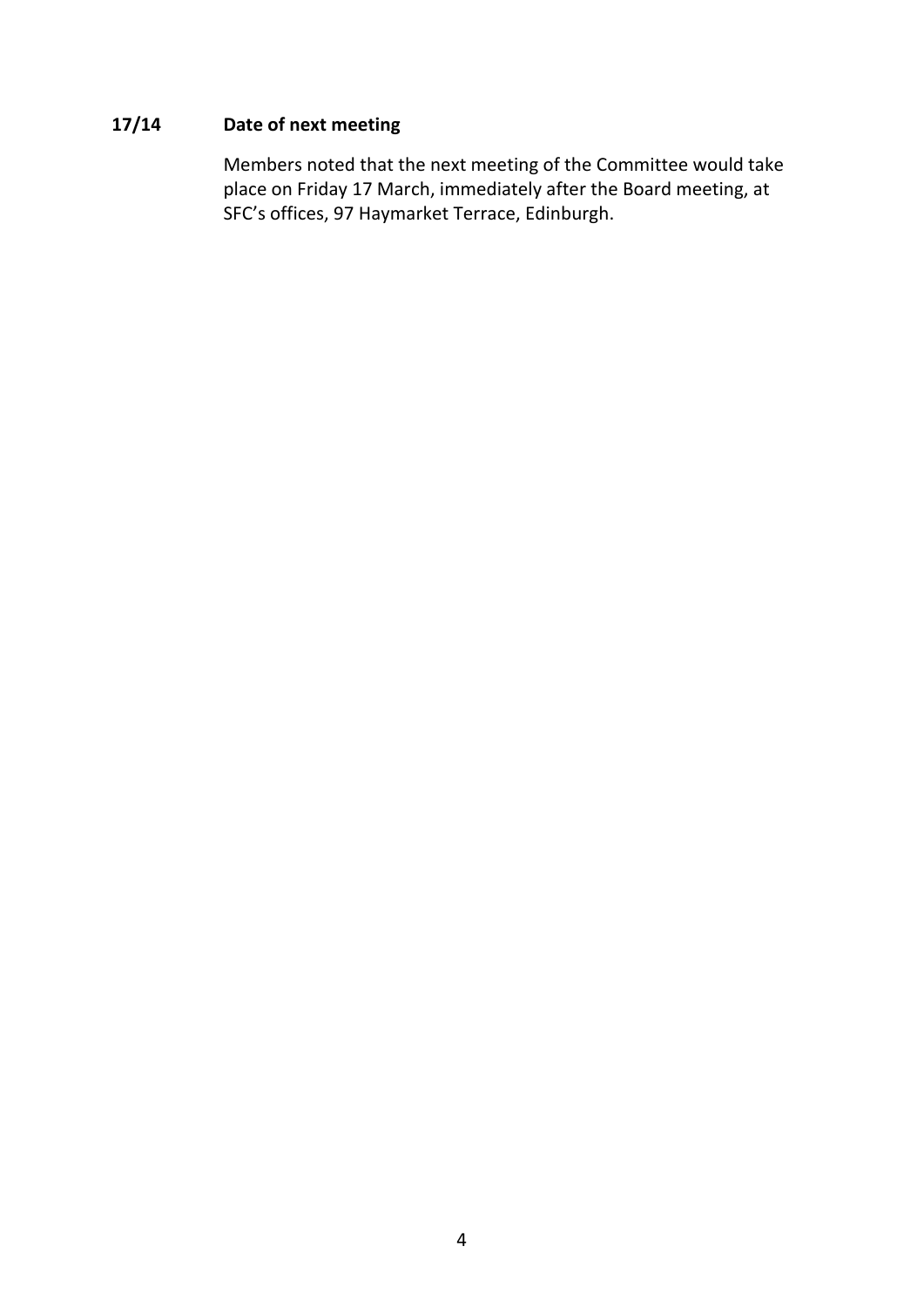**17/14 Date of next meeting**

Members noted that the next meeting of the Committee would take place on Friday 17 March, immediately after the Board meeting, at SFC's offices, 97 Haymarket Terrace, Edinburgh.